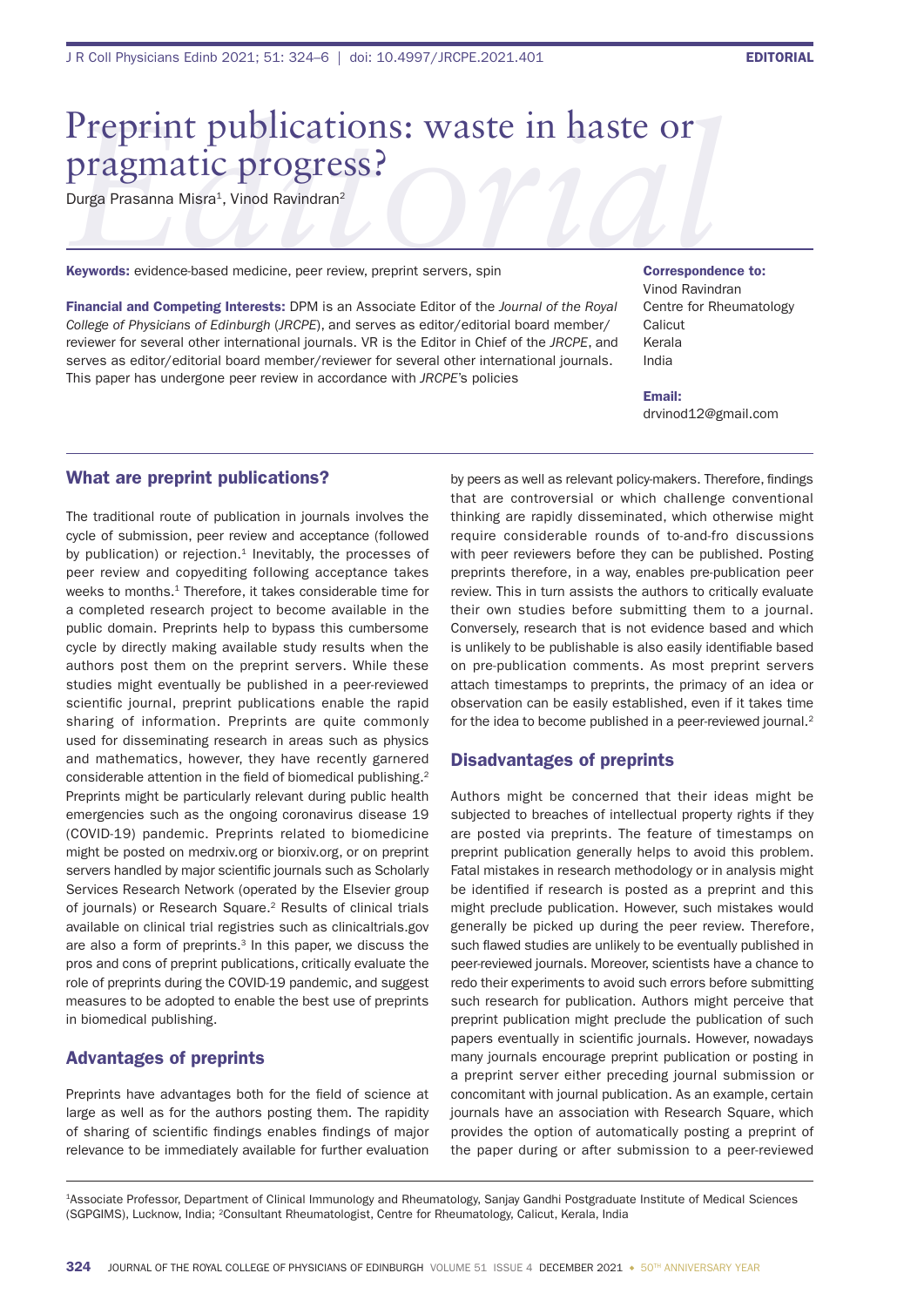# Preprint publications: waste in haste or pragmatic progress?

Durga Prasanna Misra[1], Vinod Ravindran[2]

**Keywords:** evidence-based medicine, peer review, preprint servers, spin

**Financial and Competing Interests:** DPM is an Associate Editor of the *Journal of the Royal College of Physicians of Edinburgh* (*JRCPE*), and serves as editor/editorial board member/reviewer for several other international journals. VR is the Editor in Chief of the *JRCPE*, and serves as editor/editorial board member/reviewer for several other international journals. This paper has undergone peer review in accordance with *JRCPE*'s policies

**Correspondence to:**
Vinod Ravindran
Centre for Rheumatology
Calicut
Kerala
India

**Email:**
drvinod12@gmail.com

## What are preprint publications?

The traditional route of publication in journals involves the cycle of submission, peer review and acceptance (followed by publication) or rejection.[1] Inevitably, the processes of peer review and copyediting following acceptance takes weeks to months.[1] Therefore, it takes considerable time for a completed research project to become available in the public domain. Preprints help to bypass this cumbersome cycle by directly making available study results when the authors post them on the preprint servers. While these studies might eventually be published in a peer-reviewed scientific journal, preprint publications enable the rapid sharing of information. Preprints are quite commonly used for disseminating research in areas such as physics and mathematics, however, they have recently garnered considerable attention in the field of biomedical publishing.[2] Preprints might be particularly relevant during public health emergencies such as the ongoing coronavirus disease 19 (COVID-19) pandemic. Preprints related to biomedicine might be posted on medrxiv.org or biorxiv.org, or on preprint servers handled by major scientific journals such as Scholarly Services Research Network (operated by the Elsevier group of journals) or Research Square.[2] Results of clinical trials available on clinical trial registries such as clinicaltrials.gov are also a form of preprints.[3] In this paper, we discuss the pros and cons of preprint publications, critically evaluate the role of preprints during the COVID-19 pandemic, and suggest measures to be adopted to enable the best use of preprints in biomedical publishing.

## Advantages of preprints

Preprints have advantages both for the field of science at large as well as for the authors posting them. The rapidity of sharing of scientific findings enables findings of major relevance to be immediately available for further evaluation by peers as well as relevant policy-makers. Therefore, findings that are controversial or which challenge conventional thinking are rapidly disseminated, which otherwise might require considerable rounds of to-and-fro discussions with peer reviewers before they can be published. Posting preprints therefore, in a way, enables pre-publication peer review. This in turn assists the authors to critically evaluate their own studies before submitting them to a journal. Conversely, research that is not evidence based and which is unlikely to be publishable is also easily identifiable based on pre-publication comments. As most preprint servers attach timestamps to preprints, the primacy of an idea or observation can be easily established, even if it takes time for the idea to become published in a peer-reviewed journal.[2]

## Disadvantages of preprints

Authors might be concerned that their ideas might be subjected to breaches of intellectual property rights if they are posted via preprints. The feature of timestamps on preprint publication generally helps to avoid this problem. Fatal mistakes in research methodology or in analysis might be identified if research is posted as a preprint and this might preclude publication. However, such mistakes would generally be picked up during the peer review. Therefore, such flawed studies are unlikely to be eventually published in peer-reviewed journals. Moreover, scientists have a chance to redo their experiments to avoid such errors before submitting such research for publication. Authors might perceive that preprint publication might preclude the publication of such papers eventually in scientific journals. However, nowadays many journals encourage preprint publication or posting in a preprint server either preceding journal submission or concomitant with journal publication. As an example, certain journals have an association with Research Square, which provides the option of automatically posting a preprint of the paper during or after submission to a peer-reviewed

[1]Associate Professor, Department of Clinical Immunology and Rheumatology, Sanjay Gandhi Postgraduate Institute of Medical Sciences (SGPGIMS), Lucknow, India; [2]Consultant Rheumatologist, Centre for Rheumatology, Calicut, Kerala, India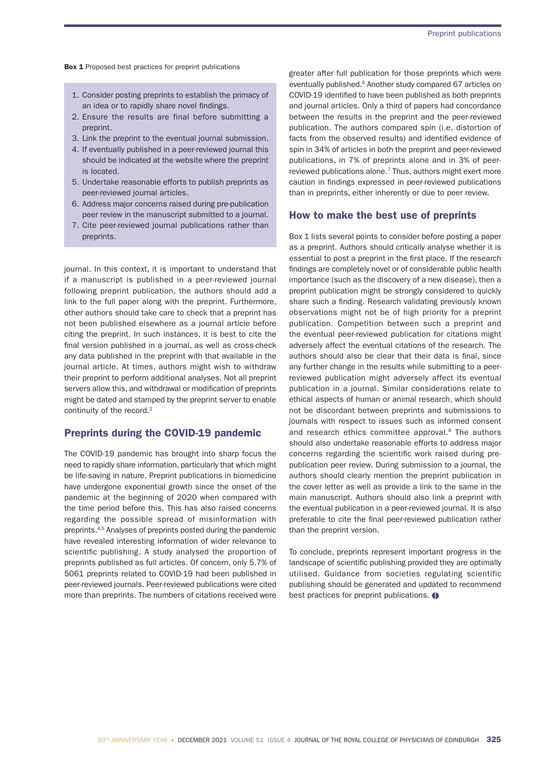**Box 1** Proposed best practices for preprint publications

1. Consider posting preprints to establish the primacy of an idea or to rapidly share novel findings.
2. Ensure the results are final before submitting a preprint.
3. Link the preprint to the eventual journal submission.
4. If eventually published in a peer-reviewed journal this should be indicated at the website where the preprint is located.
5. Undertake reasonable efforts to publish preprints as peer-reviewed journal articles.
6. Address major concerns raised during pre-publication peer review in the manuscript submitted to a journal.
7. Cite peer-reviewed journal publications rather than preprints.

journal. In this context, it is important to understand that if a manuscript is published in a peer-reviewed journal following preprint publication, the authors should add a link to the full paper along with the preprint. Furthermore, other authors should take care to check that a preprint has not been published elsewhere as a journal article before citing the preprint. In such instances, it is best to cite the final version published in a journal, as well as cross-check any data published in the preprint with that available in the journal article. At times, authors might wish to withdraw their preprint to perform additional analyses. Not all preprint servers allow this, and withdrawal or modification of preprints might be dated and stamped by the preprint server to enable continuity of the record.[2]

## Preprints during the COVID-19 pandemic

The COVID-19 pandemic has brought into sharp focus the need to rapidly share information, particularly that which might be life-saving in nature. Preprint publications in biomedicine have undergone exponential growth since the onset of the pandemic at the beginning of 2020 when compared with the time period before this. This has also raised concerns regarding the possible spread of misinformation with preprints.[4,5] Analyses of preprints posted during the pandemic have revealed interesting information of wider relevance to scientific publishing. A study analysed the proportion of preprints published as full articles. Of concern, only 5.7% of 5061 preprints related to COVID-19 had been published in peer-reviewed journals. Peer-reviewed publications were cited more than preprints. The numbers of citations received were greater after full publication for those preprints which were eventually published.[6] Another study compared 67 articles on COVID-19 identified to have been published as both preprints and journal articles. Only a third of papers had concordance between the results in the preprint and the peer-reviewed publication. The authors compared spin (i.e. distortion of facts from the observed results) and identified evidence of spin in 34% of articles in both the preprint and peer-reviewed publications, in 7% of preprints alone and in 3% of peer-reviewed publications alone.[7] Thus, authors might exert more caution in findings expressed in peer-reviewed publications than in preprints, either inherently or due to peer review.

## How to make the best use of preprints

Box 1 lists several points to consider before posting a paper as a preprint. Authors should critically analyse whether it is essential to post a preprint in the first place. If the research findings are completely novel or of considerable public health importance (such as the discovery of a new disease), then a preprint publication might be strongly considered to quickly share such a finding. Research validating previously known observations might not be of high priority for a preprint publication. Competition between such a preprint and the eventual peer-reviewed publication for citations might adversely affect the eventual citations of the research. The authors should also be clear that their data is final, since any further change in the results while submitting to a peer-reviewed publication might adversely affect its eventual publication in a journal. Similar considerations relate to ethical aspects of human or animal research, which should not be discordant between preprints and submissions to journals with respect to issues such as informed consent and research ethics committee approval.[8] The authors should also undertake reasonable efforts to address major concerns regarding the scientific work raised during pre-publication peer review. During submission to a journal, the authors should clearly mention the preprint publication in the cover letter as well as provide a link to the same in the main manuscript. Authors should also link a preprint with the eventual publication in a peer-reviewed journal. It is also preferable to cite the final peer-reviewed publication rather than the preprint version.

To conclude, preprints represent important progress in the landscape of scientific publishing provided they are optimally utilised. Guidance from societies regulating scientific publishing should be generated and updated to recommend best practices for preprint publications.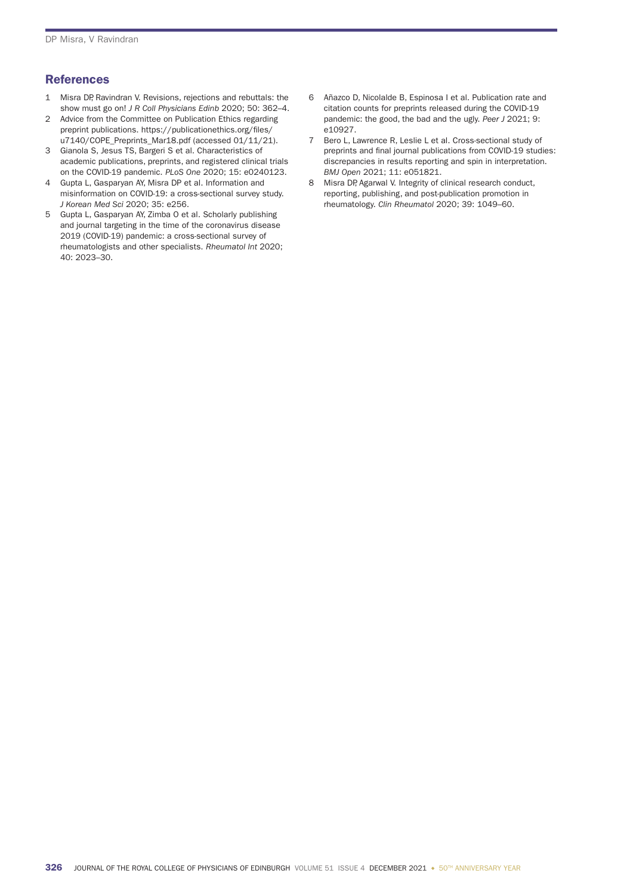## References

1. Misra DP, Ravindran V. Revisions, rejections and rebuttals: the show must go on! *J R Coll Physicians Edinb* 2020; 50: 362–4.
2. Advice from the Committee on Publication Ethics regarding preprint publications. https://publicationethics.org/files/u7140/COPE_Preprints_Mar18.pdf (accessed 01/11/21).
3. Gianola S, Jesus TS, Bargeri S et al. Characteristics of academic publications, preprints, and registered clinical trials on the COVID-19 pandemic. *PLoS One* 2020; 15: e0240123.
4. Gupta L, Gasparyan AY, Misra DP et al. Information and misinformation on COVID-19: a cross-sectional survey study. *J Korean Med Sci* 2020; 35: e256.
5. Gupta L, Gasparyan AY, Zimba O et al. Scholarly publishing and journal targeting in the time of the coronavirus disease 2019 (COVID-19) pandemic: a cross-sectional survey of rheumatologists and other specialists. *Rheumatol Int* 2020; 40: 2023–30.
6. Añazco D, Nicolalde B, Espinosa I et al. Publication rate and citation counts for preprints released during the COVID-19 pandemic: the good, the bad and the ugly. *Peer J* 2021; 9: e10927.
7. Bero L, Lawrence R, Leslie L et al. Cross-sectional study of preprints and final journal publications from COVID-19 studies: discrepancies in results reporting and spin in interpretation. *BMJ Open* 2021; 11: e051821.
8. Misra DP, Agarwal V. Integrity of clinical research conduct, reporting, publishing, and post-publication promotion in rheumatology. *Clin Rheumatol* 2020; 39: 1049–60.